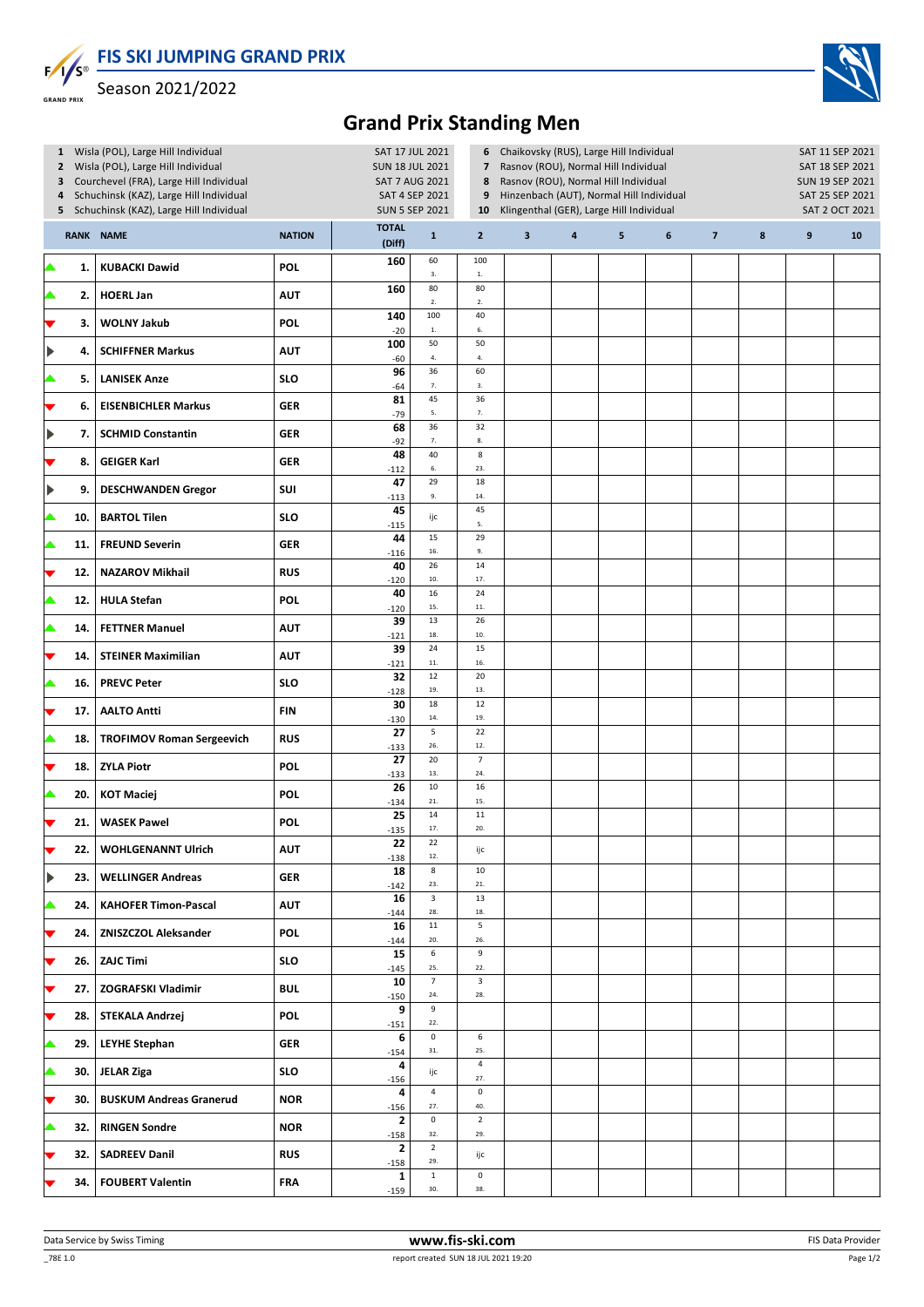# FIS SKI JUMPING GRAND PRIX

Season 2021/2022

## Grand Prix Standing Men

| # | Event | Date |
|---|---|---|
| 1 | Wisla (POL), Large Hill Individual | SAT 17 JUL 2021 |
| 2 | Wisla (POL), Large Hill Individual | SUN 18 JUL 2021 |
| 3 | Courchevel (FRA), Large Hill Individual | SAT 7 AUG 2021 |
| 4 | Schuchinsk (KAZ), Large Hill Individual | SAT 4 SEP 2021 |
| 5 | Schuchinsk (KAZ), Large Hill Individual | SUN 5 SEP 2021 |
| 6 | Chaikovsky (RUS), Large Hill Individual | SAT 11 SEP 2021 |
| 7 | Rasnov (ROU), Normal Hill Individual | SAT 18 SEP 2021 |
| 8 | Rasnov (ROU), Normal Hill Individual | SUN 19 SEP 2021 |
| 9 | Hinzenbach (AUT), Normal Hill Individual | SAT 25 SEP 2021 |
| 10 | Klingenthal (GER), Large Hill Individual | SAT 2 OCT 2021 |

| RANK | NAME | NATION | TOTAL (Diff) | 1 | 2 | 3 | 4 | 5 | 6 | 7 | 8 | 9 | 10 |
|---|---|---|---|---|---|---|---|---|---|---|---|---|---|
| 1. | KUBACKI Dawid | POL | 160 | 60  3. | 100 1. | | | | | | | | |
| 2. | HOERL Jan | AUT | 160 | 80 2. | 80 2. | | | | | | | | |
| 3. | WOLNY Jakub | POL | 140 -20 | 100 1. | 40 6. | | | | | | | | |
| 4. | SCHIFFNER Markus | AUT | 100 -60 | 50 4. | 50 4. | | | | | | | | |
| 5. | LANISEK Anze | SLO | 96 -64 | 36 7. | 60 3. | | | | | | | | |
| 6. | EISENBICHLER Markus | GER | 81 -79 | 45 5. | 36 7. | | | | | | | | |
| 7. | SCHMID Constantin | GER | 68 -92 | 36 7. | 32 8. | | | | | | | | |
| 8. | GEIGER Karl | GER | 48 -112 | 40 6. | 8 23. | | | | | | | | |
| 9. | DESCHWANDEN Gregor | SUI | 47 -113 | 29 9. | 18 14. | | | | | | | | |
| 10. | BARTOL Tilen | SLO | 45 -115 | ijc | 45 5. | | | | | | | | |
| 11. | FREUND Severin | GER | 44 -116 | 15 16. | 29 9. | | | | | | | | |
| 12. | NAZAROV Mikhail | RUS | 40 -120 | 26 10. | 14 17. | | | | | | | | |
| 12. | HULA Stefan | POL | 40 -120 | 16 15. | 24 11. | | | | | | | | |
| 14. | FETTNER Manuel | AUT | 39 -121 | 13 18. | 26 10. | | | | | | | | |
| 14. | STEINER Maximilian | AUT | 39 -121 | 24 11. | 15 16. | | | | | | | | |
| 16. | PREVC Peter | SLO | 32 -128 | 12 19. | 20 13. | | | | | | | | |
| 17. | AALTO Antti | FIN | 30 -130 | 18 14. | 12 19. | | | | | | | | |
| 18. | TROFIMOV Roman Sergeevich | RUS | 27 -133 | 5 26. | 22 12. | | | | | | | | |
| 18. | ZYLA Piotr | POL | 27 -133 | 20 13. | 7 24. | | | | | | | | |
| 20. | KOT Maciej | POL | 26 -134 | 10 21. | 16 15. | | | | | | | | |
| 21. | WASEK Pawel | POL | 25 -135 | 14 17. | 11 20. | | | | | | | | |
| 22. | WOHLGENANNT Ulrich | AUT | 22 -138 | 22 12. | ijc | | | | | | | | |
| 23. | WELLINGER Andreas | GER | 18 -142 | 8 23. | 10 21. | | | | | | | | |
| 24. | KAHOFER Timon-Pascal | AUT | 16 -144 | 3 28. | 13 18. | | | | | | | | |
| 24. | ZNISZCZOL Aleksander | POL | 16 -144 | 11 20. | 5 26. | | | | | | | | |
| 26. | ZAJC Timi | SLO | 15 -145 | 6 25. | 9 22. | | | | | | | | |
| 27. | ZOGRAFSKI Vladimir | BUL | 10 -150 | 7 24. | 3 28. | | | | | | | | |
| 28. | STEKALA Andrzej | POL | 9 -151 | 9 22. | | | | | | | | | |
| 29. | LEYHE Stephan | GER | 6 -154 | 0 31. | 6 25. | | | | | | | | |
| 30. | JELAR Ziga | SLO | 4 -156 | ijc | 4 27. | | | | | | | | |
| 30. | BUSKUM Andreas Granerud | NOR | 4 -156 | 4 27. | 0 40. | | | | | | | | |
| 32. | RINGEN Sondre | NOR | 2 -158 | 0 32. | 2 29. | | | | | | | | |
| 32. | SADREEV Danil | RUS | 2 -158 | 2 29. | ijc | | | | | | | | |
| 34. | FOUBERT Valentin | FRA | 1 -159 | 1 30. | 0 38. | | | | | | | | |

Data Service by Swiss Timing — www.fis-ski.com — FIS Data Provider

_78E 1.0 — report created SUN 18 JUL 2021 19:20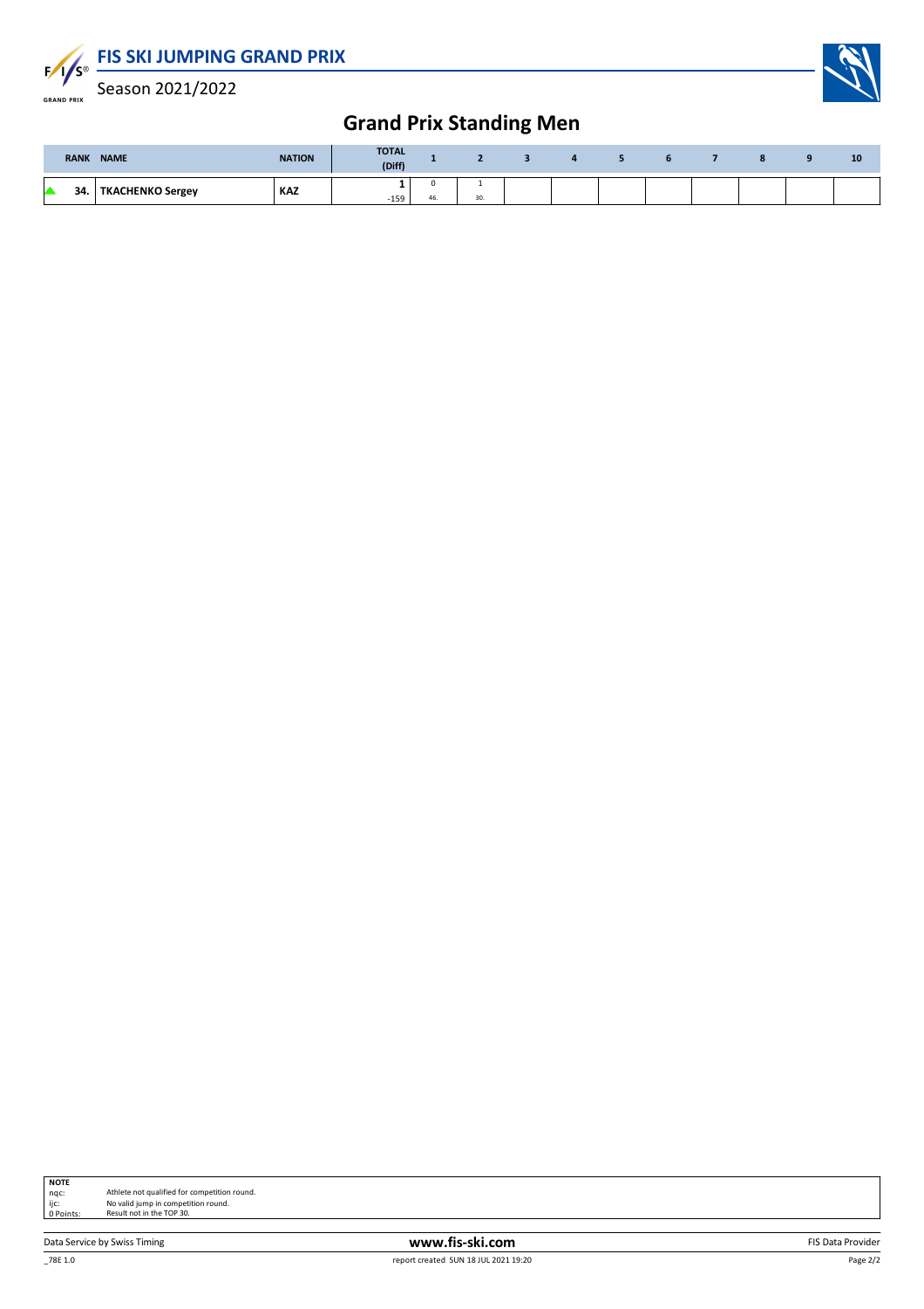# FIS SKI JUMPING GRAND PRIX

Season 2021/2022

## Grand Prix Standing Men

| RANK | NAME | NATION | TOTAL (Diff) | 1 | 2 | 3 | 4 | 5 | 6 | 7 | 8 | 9 | 10 |
|---|---|---|---|---|---|---|---|---|---|---|---|---|---|
| 34. | TKACHENKO Sergey | KAZ | 1<br>-159 | 0<br>46. | 1<br>30. | | | | | | | | |

| NOTE | |
|---|---|
| nqc: | Athlete not qualified for competition round. |
| ijc: | No valid jump in competition round. |
| 0 Points: | Result not in the TOP 30. |

Data Service by Swiss Timing — www.fis-ski.com — FIS Data Provider

_78E 1.0 — report created SUN 18 JUL 2021 19:20